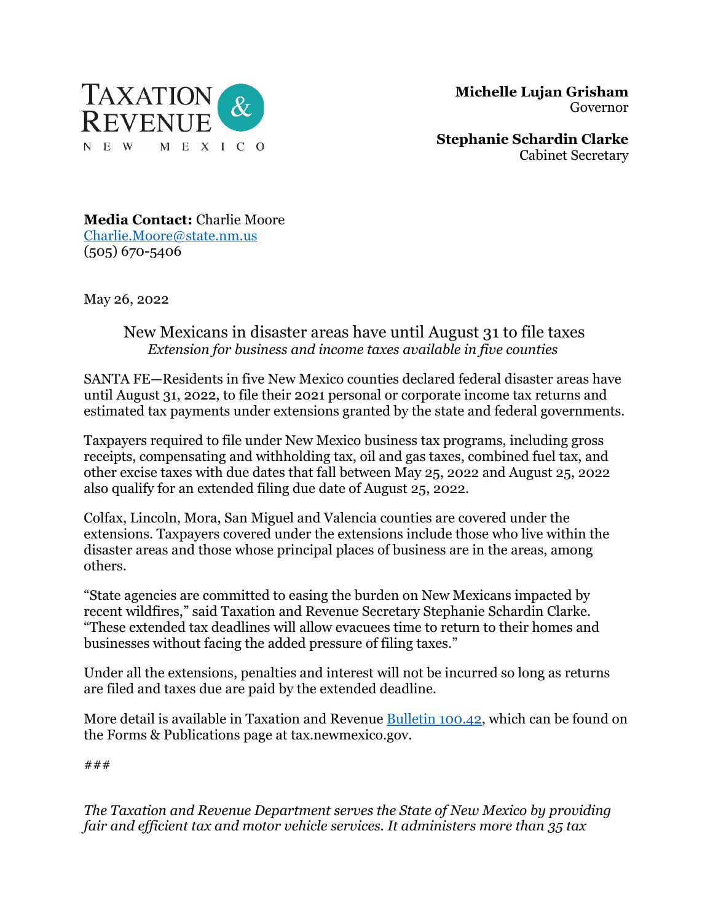TAXATION & REVENUE
NEW MEXICO

**Michelle Lujan Grisham**
Governor

**Stephanie Schardin Clarke**
Cabinet Secretary

**Media Contact:** Charlie Moore
[Charlie.Moore@state.nm.us](mailto:Charlie.Moore@state.nm.us)
(505) 670-5406

May 26, 2022

# New Mexicans in disaster areas have until August 31 to file taxes

*Extension for business and income taxes available in five counties*

SANTA FE—Residents in five New Mexico counties declared federal disaster areas have until August 31, 2022, to file their 2021 personal or corporate income tax returns and estimated tax payments under extensions granted by the state and federal governments.

Taxpayers required to file under New Mexico business tax programs, including gross receipts, compensating and withholding tax, oil and gas taxes, combined fuel tax, and other excise taxes with due dates that fall between May 25, 2022 and August 25, 2022 also qualify for an extended filing due date of August 25, 2022.

Colfax, Lincoln, Mora, San Miguel and Valencia counties are covered under the extensions. Taxpayers covered under the extensions include those who live within the disaster areas and those whose principal places of business are in the areas, among others.

"State agencies are committed to easing the burden on New Mexicans impacted by recent wildfires," said Taxation and Revenue Secretary Stephanie Schardin Clarke. "These extended tax deadlines will allow evacuees time to return to their homes and businesses without facing the added pressure of filing taxes."

Under all the extensions, penalties and interest will not be incurred so long as returns are filed and taxes due are paid by the extended deadline.

More detail is available in Taxation and Revenue Bulletin 100.42, which can be found on the Forms & Publications page at tax.newmexico.gov.

###

*The Taxation and Revenue Department serves the State of New Mexico by providing fair and efficient tax and motor vehicle services. It administers more than 35 tax*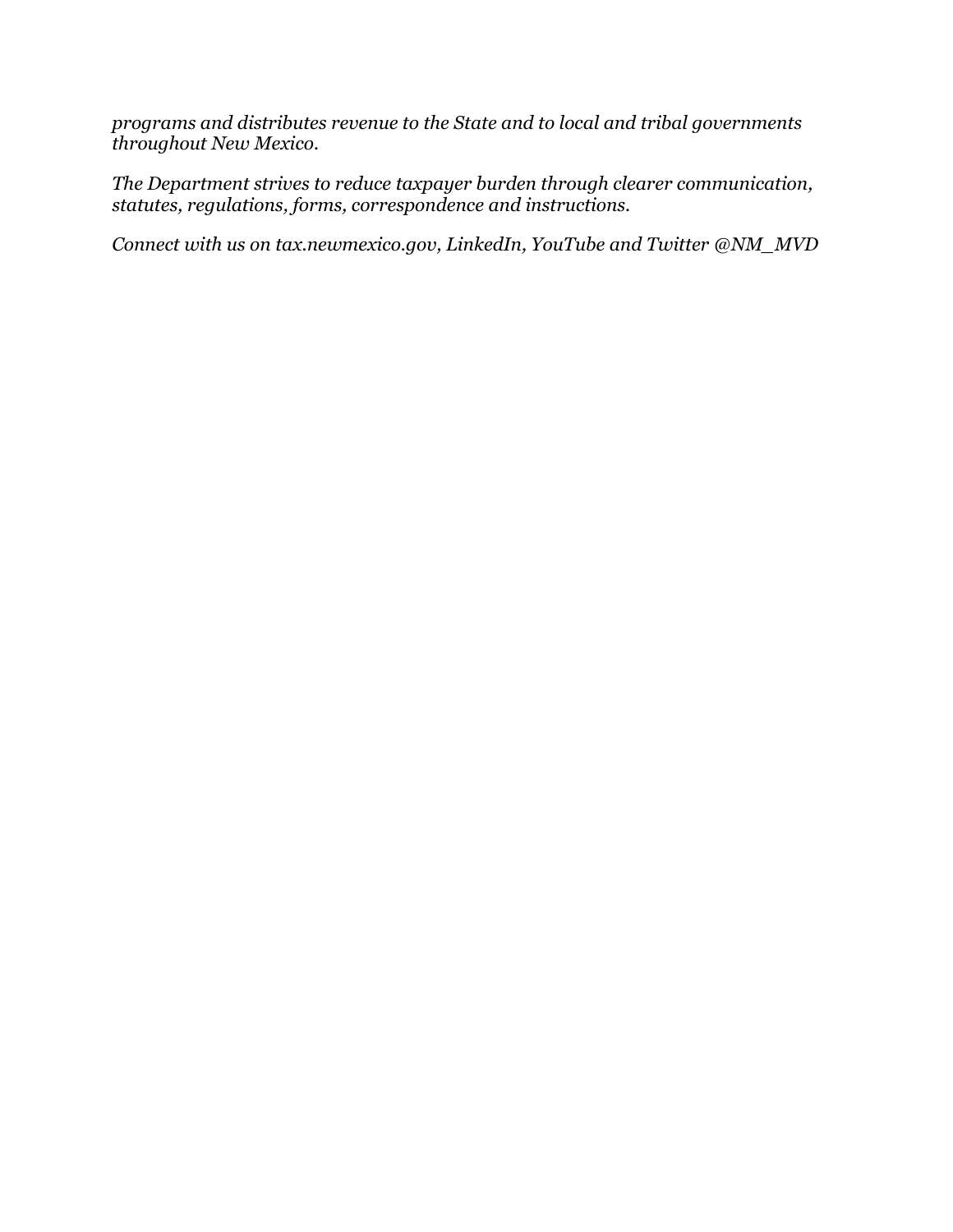*programs and distributes revenue to the State and to local and tribal governments throughout New Mexico.*

*The Department strives to reduce taxpayer burden through clearer communication, statutes, regulations, forms, correspondence and instructions.*

*Connect with us on tax.newmexico.gov, LinkedIn, YouTube and Twitter @NM_MVD*